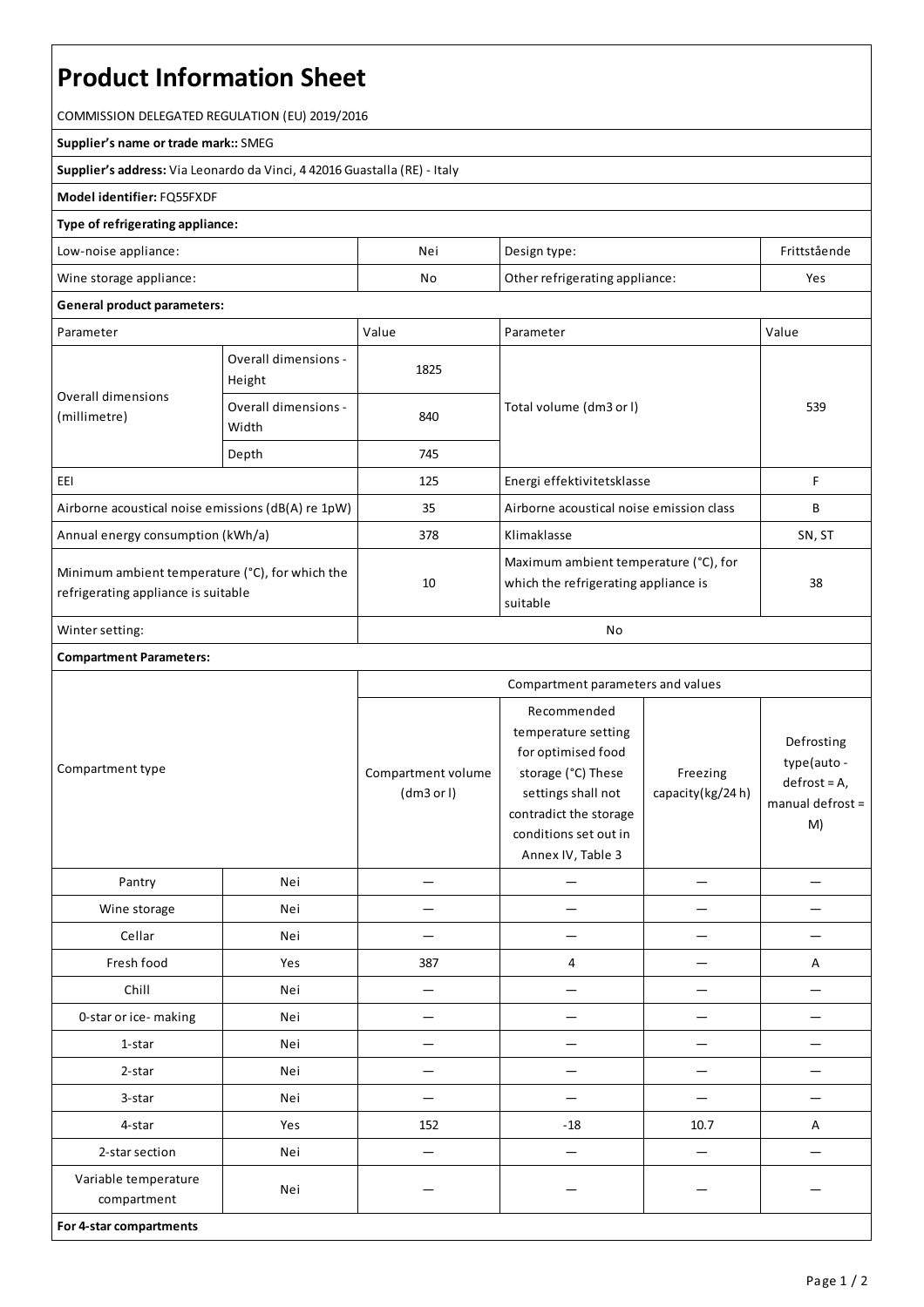# Product Information Sheet

COMMISSION DELEGATED REGULATION (EU) 2019/2016

**Supplier's name or trade mark::** SMEG

**Supplier's address:** Via Leonardo da Vinci, 4 42016 Guastalla (RE) - Italy

**Model identifier:** FQ55FXDF

**Type of refrigerating appliance:**

| | | | |
|---|---|---|---|
| Low-noise appliance: | Nei | Design type: | Frittstående |
| Wine storage appliance: | No | Other refrigerating appliance: | Yes |

**General product parameters:**

| Parameter | | Value | Parameter | Value |
|---|---|---|---|---|
| Overall dimensions (millimetre) | Overall dimensions - Height | 1825 | Total volume (dm3 or l) | 539 |
| | Overall dimensions - Width | 840 | | |
| | Depth | 745 | | |
| EEI | | 125 | Energi effektivitetsklasse | F |
| Airborne acoustical noise emissions (dB(A) re 1pW) | | 35 | Airborne acoustical noise emission class | B |
| Annual energy consumption (kWh/a) | | 378 | Klimaklasse | SN, ST |
| Minimum ambient temperature (°C), for which the refrigerating appliance is suitable | | 10 | Maximum ambient temperature (°C), for which the refrigerating appliance is suitable | 38 |
| Winter setting: | | No | | |

**Compartment Parameters:**

| Compartment type | | Compartment parameters and values | | | |
|---|---|---|---|---|---|
| | | Compartment volume (dm3 or l) | Recommended temperature setting for optimised food storage (°C) These settings shall not contradict the storage conditions set out in Annex IV, Table 3 | Freezing capacity(kg/24 h) | Defrosting type(auto - defrost = A, manual defrost = M) |
| Pantry | Nei | — | — | — | — |
| Wine storage | Nei | — | — | — | — |
| Cellar | Nei | — | — | — | — |
| Fresh food | Yes | 387 | 4 | — | A |
| Chill | Nei | — | — | — | — |
| 0-star or ice- making | Nei | — | — | — | — |
| 1-star | Nei | — | — | — | — |
| 2-star | Nei | — | — | — | — |
| 3-star | Nei | — | — | — | — |
| 4-star | Yes | 152 | -18 | 10.7 | A |
| 2-star section | Nei | — | — | — | — |
| Variable temperature compartment | Nei | — | — | — | — |

**For 4-star compartments**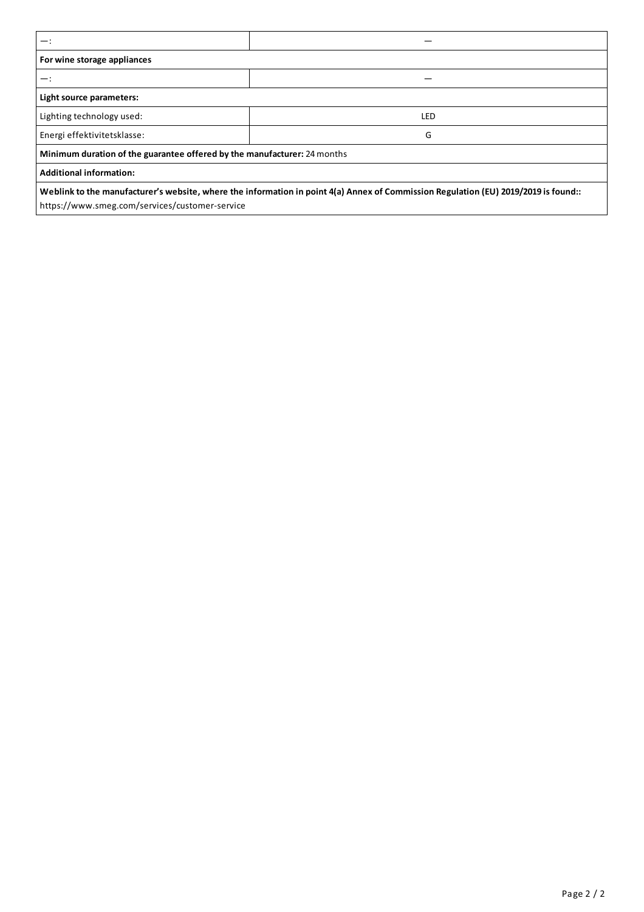| | |
|---|---|
| —: | — |
| **For wine storage appliances** | |
| —: | — |
| **Light source parameters:** | |
| Lighting technology used: | LED |
| Energi effektivitetsklasse: | G |
| **Minimum duration of the guarantee offered by the manufacturer:** 24 months | |
| **Additional information:** | |
| **Weblink to the manufacturer's website, where the information in point 4(a) Annex of Commission Regulation (EU) 2019/2019 is found::** https://www.smeg.com/services/customer-service | |